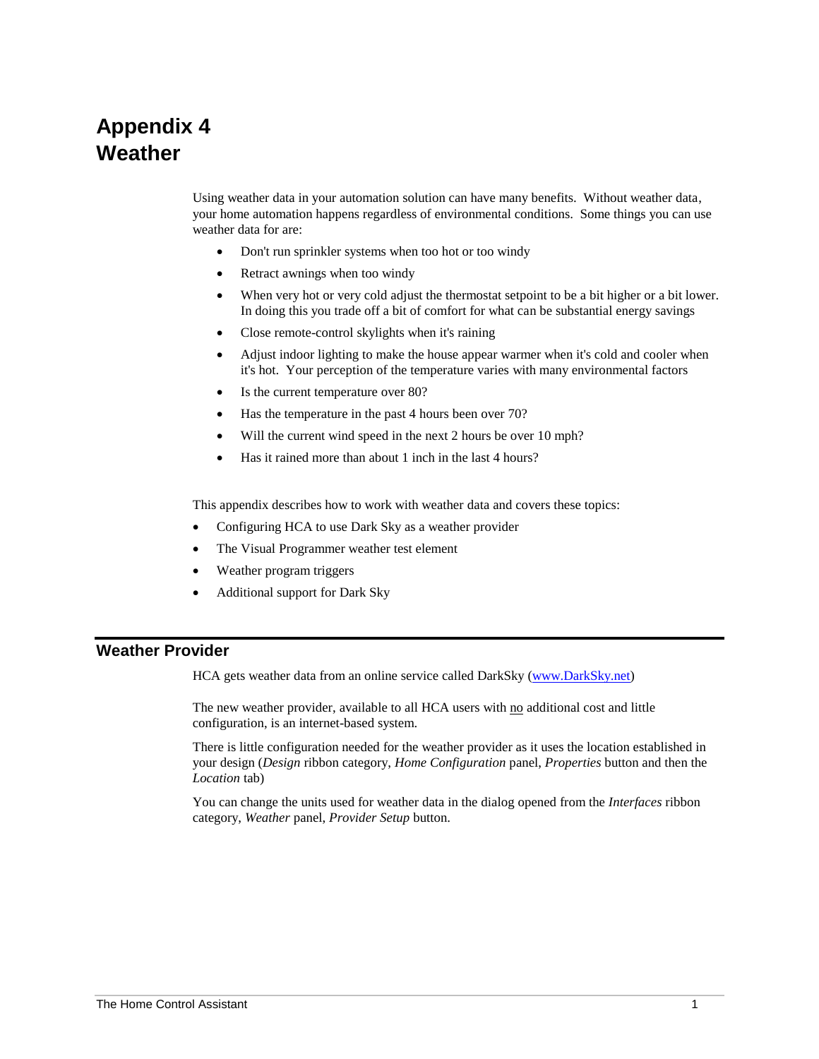# Appendix 4
# Weather

Using weather data in your automation solution can have many benefits. Without weather data, your home automation happens regardless of environmental conditions. Some things you can use weather data for are:

- Don't run sprinkler systems when too hot or too windy
- Retract awnings when too windy
- When very hot or very cold adjust the thermostat setpoint to be a bit higher or a bit lower. In doing this you trade off a bit of comfort for what can be substantial energy savings
- Close remote-control skylights when it's raining
- Adjust indoor lighting to make the house appear warmer when it's cold and cooler when it's hot. Your perception of the temperature varies with many environmental factors
- Is the current temperature over 80?
- Has the temperature in the past 4 hours been over 70?
- Will the current wind speed in the next 2 hours be over 10 mph?
- Has it rained more than about 1 inch in the last 4 hours?

This appendix describes how to work with weather data and covers these topics:

- Configuring HCA to use Dark Sky as a weather provider
- The Visual Programmer weather test element
- Weather program triggers
- Additional support for Dark Sky

## Weather Provider

HCA gets weather data from an online service called DarkSky ([www.DarkSky.net](www.DarkSky.net))

The new weather provider, available to all HCA users with no additional cost and little configuration, is an internet-based system.

There is little configuration needed for the weather provider as it uses the location established in your design (*Design* ribbon category, *Home Configuration* panel, *Properties* button and then the *Location* tab)

You can change the units used for weather data in the dialog opened from the *Interfaces* ribbon category, *Weather* panel, *Provider Setup* button.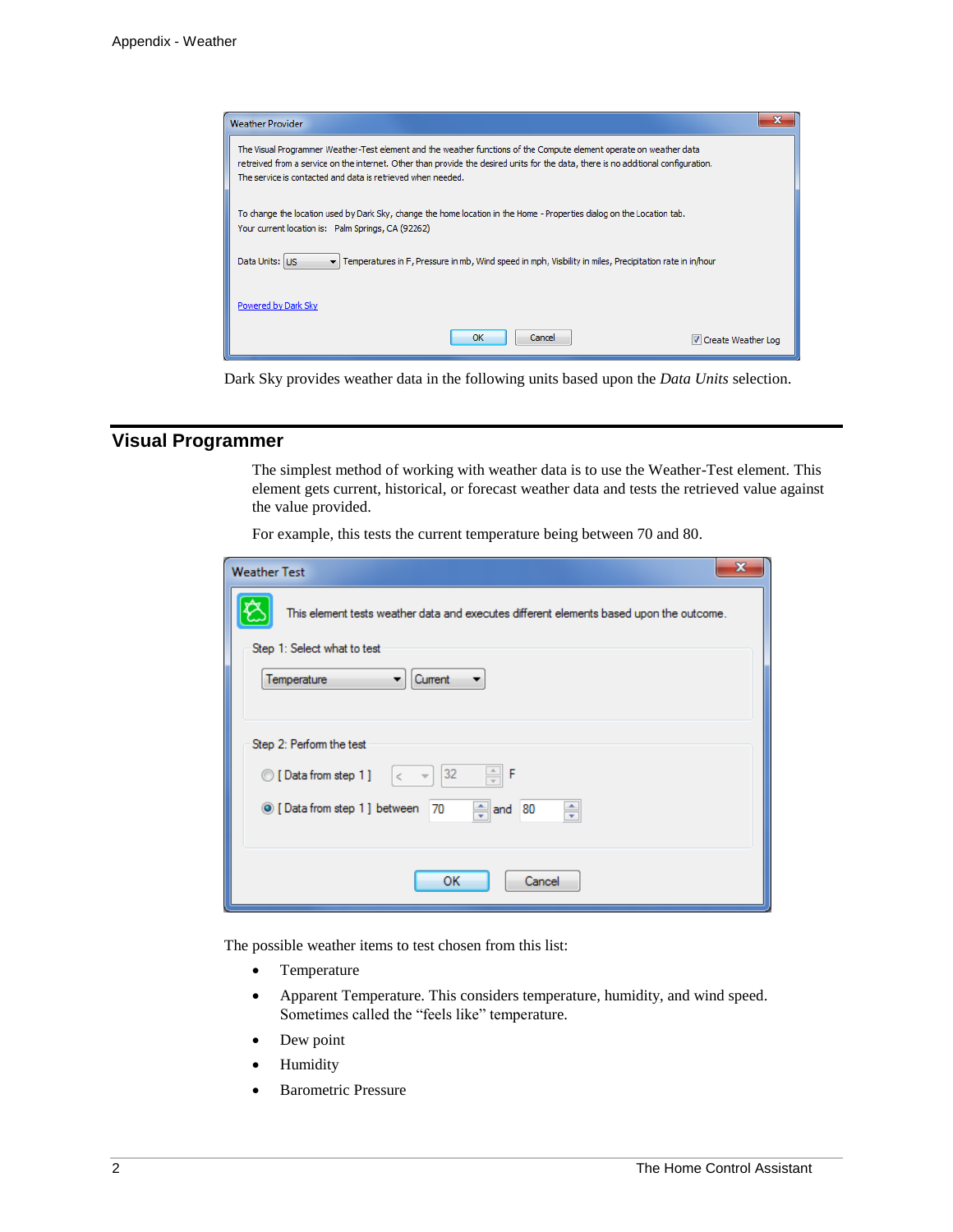Dark Sky provides weather data in the following units based upon the *Data Units* selection.

## Visual Programmer

The simplest method of working with weather data is to use the Weather-Test element. This element gets current, historical, or forecast weather data and tests the retrieved value against the value provided.

For example, this tests the current temperature being between 70 and 80.

The possible weather items to test chosen from this list:

- Temperature
- Apparent Temperature. This considers temperature, humidity, and wind speed. Sometimes called the "feels like" temperature.
- Dew point
- Humidity
- Barometric Pressure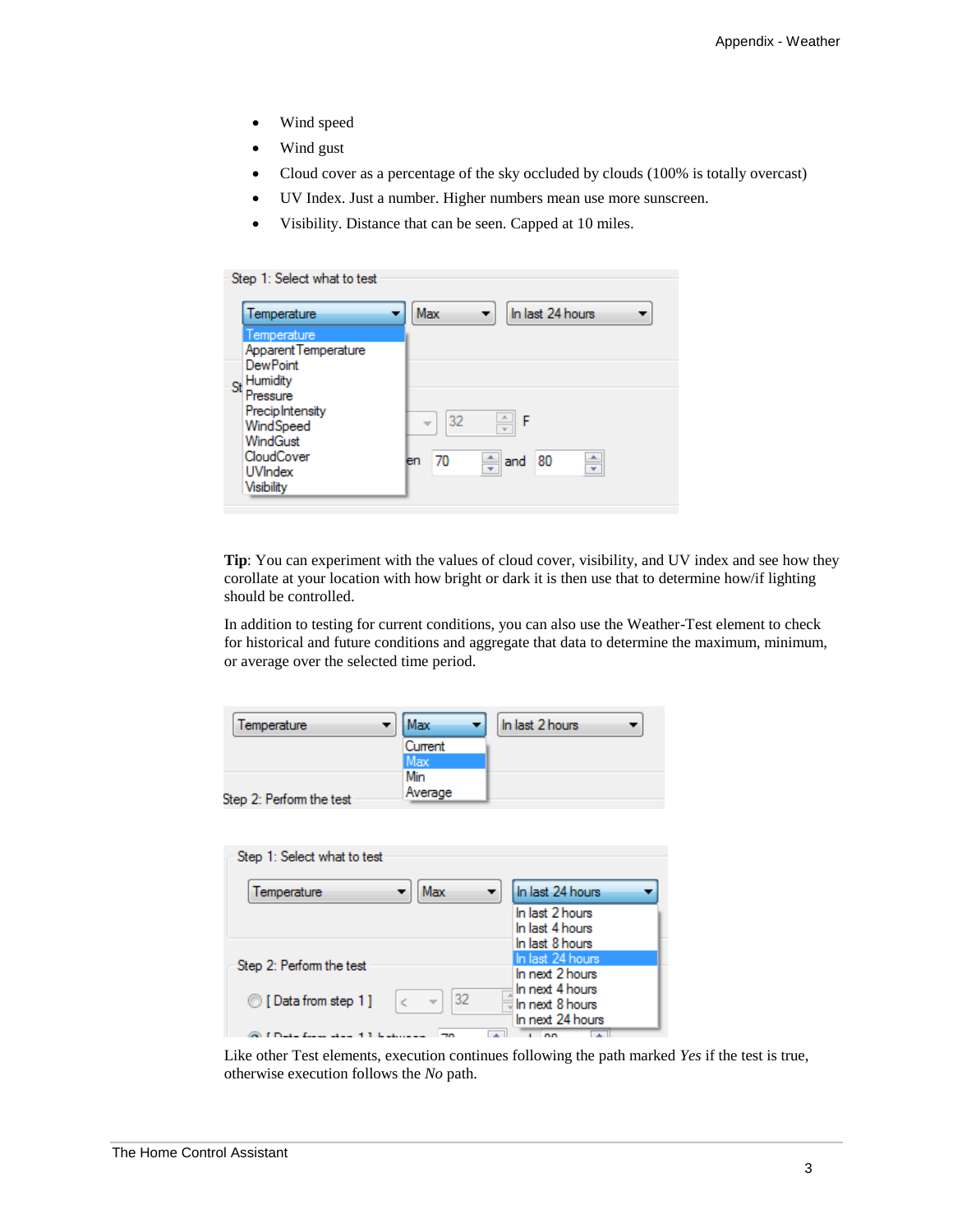- Wind speed
- Wind gust
- Cloud cover as a percentage of the sky occluded by clouds (100% is totally overcast)
- UV Index. Just a number. Higher numbers mean use more sunscreen.
- Visibility. Distance that can be seen. Capped at 10 miles.

**Tip**: You can experiment with the values of cloud cover, visibility, and UV index and see how they corollate at your location with how bright or dark it is then use that to determine how/if lighting should be controlled.

In addition to testing for current conditions, you can also use the Weather-Test element to check for historical and future conditions and aggregate that data to determine the maximum, minimum, or average over the selected time period.

Like other Test elements, execution continues following the path marked *Yes* if the test is true, otherwise execution follows the *No* path.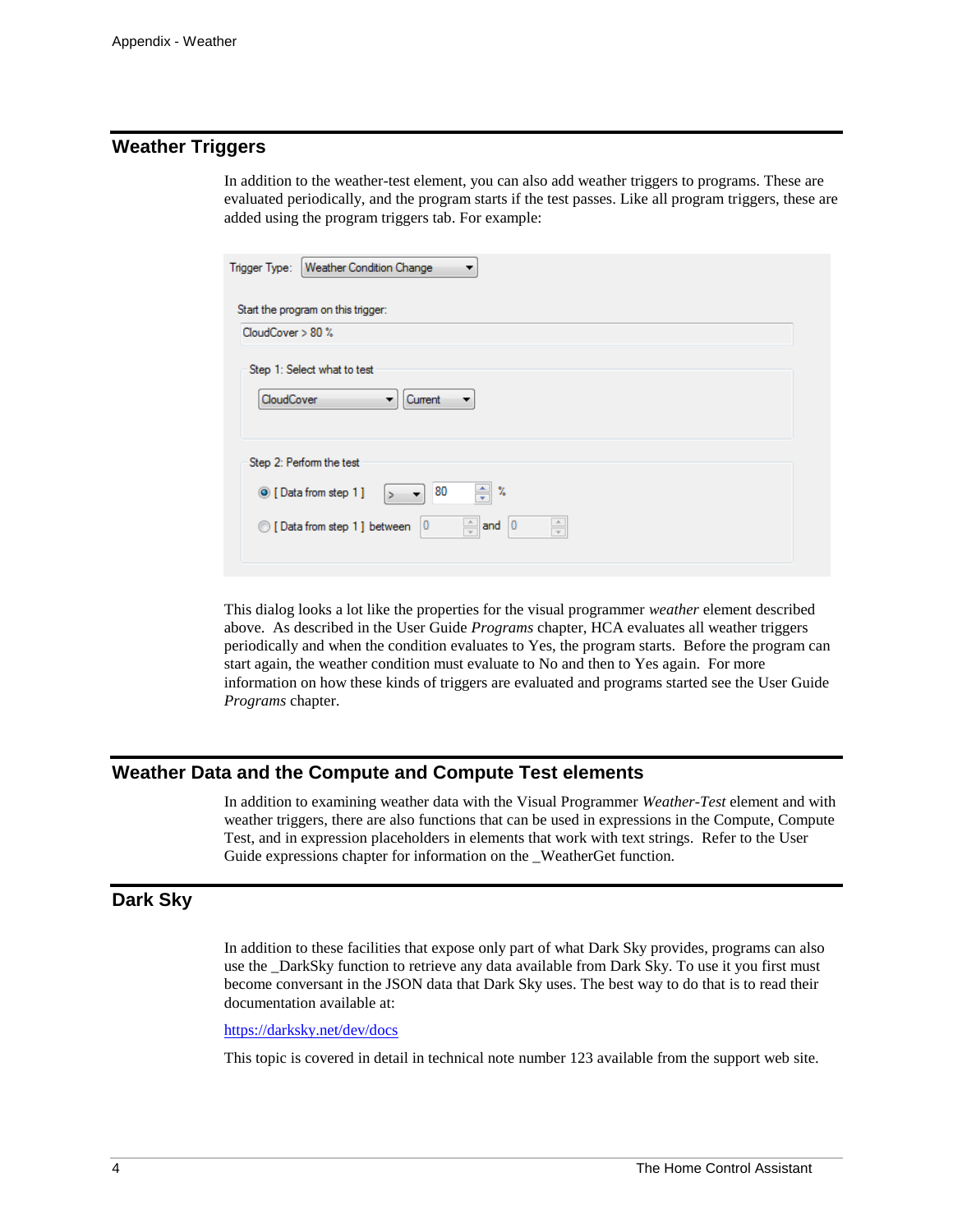## Weather Triggers

In addition to the weather-test element, you can also add weather triggers to programs. These are evaluated periodically, and the program starts if the test passes. Like all program triggers, these are added using the program triggers tab. For example:

Trigger Type: Weather Condition Change

Start the program on this trigger:

CloudCover > 80 %

Step 1: Select what to test

CloudCover | Current

Step 2: Perform the test

[ Data from step 1 ] > 80 %

[ Data from step 1 ] between 0 and 0

This dialog looks a lot like the properties for the visual programmer *weather* element described above. As described in the User Guide *Programs* chapter, HCA evaluates all weather triggers periodically and when the condition evaluates to Yes, the program starts. Before the program can start again, the weather condition must evaluate to No and then to Yes again. For more information on how these kinds of triggers are evaluated and programs started see the User Guide *Programs* chapter.

## Weather Data and the Compute and Compute Test elements

In addition to examining weather data with the Visual Programmer *Weather-Test* element and with weather triggers, there are also functions that can be used in expressions in the Compute, Compute Test, and in expression placeholders in elements that work with text strings. Refer to the User Guide expressions chapter for information on the _WeatherGet function.

## Dark Sky

In addition to these facilities that expose only part of what Dark Sky provides, programs can also use the _DarkSky function to retrieve any data available from Dark Sky. To use it you first must become conversant in the JSON data that Dark Sky uses. The best way to do that is to read their documentation available at:

https://darksky.net/dev/docs

This topic is covered in detail in technical note number 123 available from the support web site.